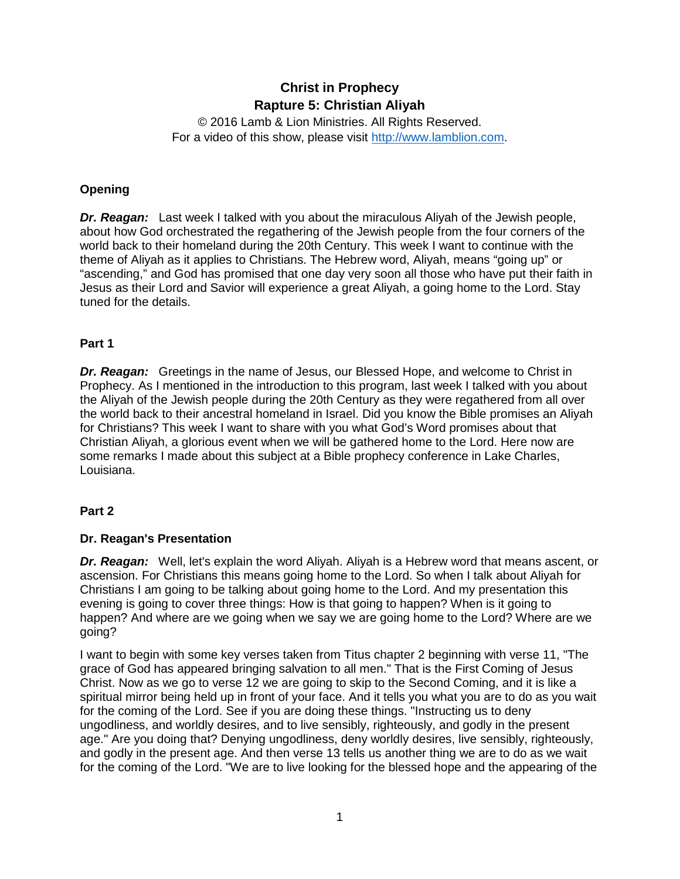# Christ in Prophecy
## Rapture 5: Christian Aliyah

© 2016 Lamb & Lion Ministries. All Rights Reserved.
For a video of this show, please visit http://www.lamblion.com.

### Opening

***Dr. Reagan:*** Last week I talked with you about the miraculous Aliyah of the Jewish people, about how God orchestrated the regathering of the Jewish people from the four corners of the world back to their homeland during the 20th Century. This week I want to continue with the theme of Aliyah as it applies to Christians. The Hebrew word, Aliyah, means "going up" or "ascending," and God has promised that one day very soon all those who have put their faith in Jesus as their Lord and Savior will experience a great Aliyah, a going home to the Lord. Stay tuned for the details.

### Part 1

***Dr. Reagan:*** Greetings in the name of Jesus, our Blessed Hope, and welcome to Christ in Prophecy. As I mentioned in the introduction to this program, last week I talked with you about the Aliyah of the Jewish people during the 20th Century as they were regathered from all over the world back to their ancestral homeland in Israel. Did you know the Bible promises an Aliyah for Christians? This week I want to share with you what God's Word promises about that Christian Aliyah, a glorious event when we will be gathered home to the Lord. Here now are some remarks I made about this subject at a Bible prophecy conference in Lake Charles, Louisiana.

### Part 2

### Dr. Reagan's Presentation

***Dr. Reagan:*** Well, let's explain the word Aliyah. Aliyah is a Hebrew word that means ascent, or ascension. For Christians this means going home to the Lord. So when I talk about Aliyah for Christians I am going to be talking about going home to the Lord. And my presentation this evening is going to cover three things: How is that going to happen? When is it going to happen? And where are we going when we say we are going home to the Lord? Where are we going?

I want to begin with some key verses taken from Titus chapter 2 beginning with verse 11, "The grace of God has appeared bringing salvation to all men." That is the First Coming of Jesus Christ. Now as we go to verse 12 we are going to skip to the Second Coming, and it is like a spiritual mirror being held up in front of your face. And it tells you what you are to do as you wait for the coming of the Lord. See if you are doing these things. "Instructing us to deny ungodliness, and worldly desires, and to live sensibly, righteously, and godly in the present age." Are you doing that? Denying ungodliness, deny worldly desires, live sensibly, righteously, and godly in the present age. And then verse 13 tells us another thing we are to do as we wait for the coming of the Lord. "We are to live looking for the blessed hope and the appearing of the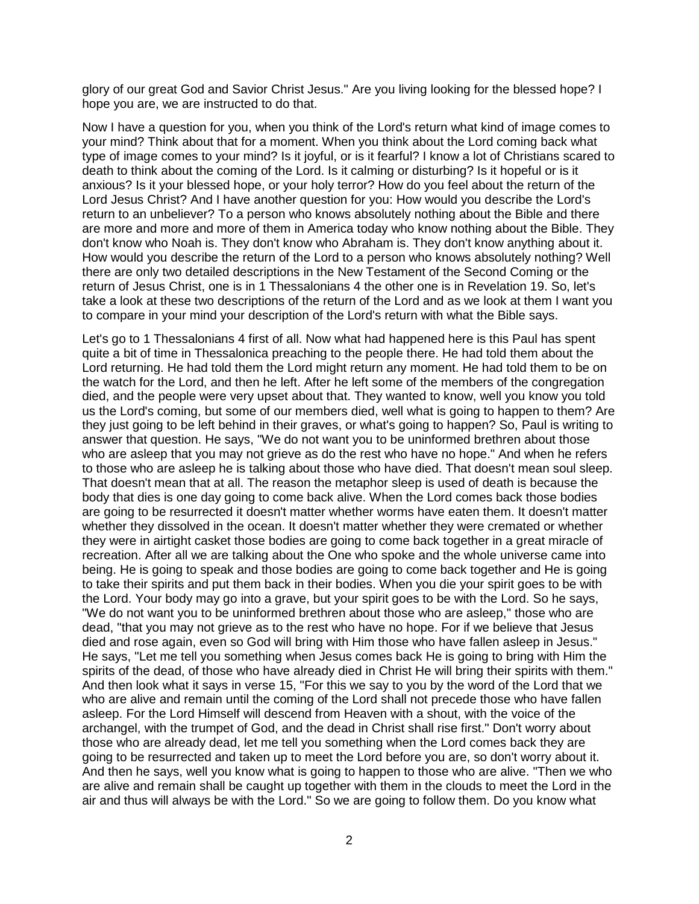glory of our great God and Savior Christ Jesus." Are you living looking for the blessed hope? I hope you are, we are instructed to do that.

Now I have a question for you, when you think of the Lord's return what kind of image comes to your mind? Think about that for a moment. When you think about the Lord coming back what type of image comes to your mind? Is it joyful, or is it fearful? I know a lot of Christians scared to death to think about the coming of the Lord. Is it calming or disturbing? Is it hopeful or is it anxious? Is it your blessed hope, or your holy terror? How do you feel about the return of the Lord Jesus Christ? And I have another question for you: How would you describe the Lord's return to an unbeliever? To a person who knows absolutely nothing about the Bible and there are more and more and more of them in America today who know nothing about the Bible. They don't know who Noah is. They don't know who Abraham is. They don't know anything about it. How would you describe the return of the Lord to a person who knows absolutely nothing? Well there are only two detailed descriptions in the New Testament of the Second Coming or the return of Jesus Christ, one is in 1 Thessalonians 4 the other one is in Revelation 19. So, let's take a look at these two descriptions of the return of the Lord and as we look at them I want you to compare in your mind your description of the Lord's return with what the Bible says.

Let's go to 1 Thessalonians 4 first of all. Now what had happened here is this Paul has spent quite a bit of time in Thessalonica preaching to the people there. He had told them about the Lord returning. He had told them the Lord might return any moment. He had told them to be on the watch for the Lord, and then he left. After he left some of the members of the congregation died, and the people were very upset about that. They wanted to know, well you know you told us the Lord's coming, but some of our members died, well what is going to happen to them? Are they just going to be left behind in their graves, or what's going to happen? So, Paul is writing to answer that question. He says, "We do not want you to be uninformed brethren about those who are asleep that you may not grieve as do the rest who have no hope." And when he refers to those who are asleep he is talking about those who have died. That doesn't mean soul sleep. That doesn't mean that at all. The reason the metaphor sleep is used of death is because the body that dies is one day going to come back alive. When the Lord comes back those bodies are going to be resurrected it doesn't matter whether worms have eaten them. It doesn't matter whether they dissolved in the ocean. It doesn't matter whether they were cremated or whether they were in airtight casket those bodies are going to come back together in a great miracle of recreation. After all we are talking about the One who spoke and the whole universe came into being. He is going to speak and those bodies are going to come back together and He is going to take their spirits and put them back in their bodies. When you die your spirit goes to be with the Lord. Your body may go into a grave, but your spirit goes to be with the Lord. So he says, "We do not want you to be uninformed brethren about those who are asleep," those who are dead, "that you may not grieve as to the rest who have no hope. For if we believe that Jesus died and rose again, even so God will bring with Him those who have fallen asleep in Jesus." He says, "Let me tell you something when Jesus comes back He is going to bring with Him the spirits of the dead, of those who have already died in Christ He will bring their spirits with them." And then look what it says in verse 15, "For this we say to you by the word of the Lord that we who are alive and remain until the coming of the Lord shall not precede those who have fallen asleep. For the Lord Himself will descend from Heaven with a shout, with the voice of the archangel, with the trumpet of God, and the dead in Christ shall rise first." Don't worry about those who are already dead, let me tell you something when the Lord comes back they are going to be resurrected and taken up to meet the Lord before you are, so don't worry about it. And then he says, well you know what is going to happen to those who are alive. "Then we who are alive and remain shall be caught up together with them in the clouds to meet the Lord in the air and thus will always be with the Lord." So we are going to follow them. Do you know what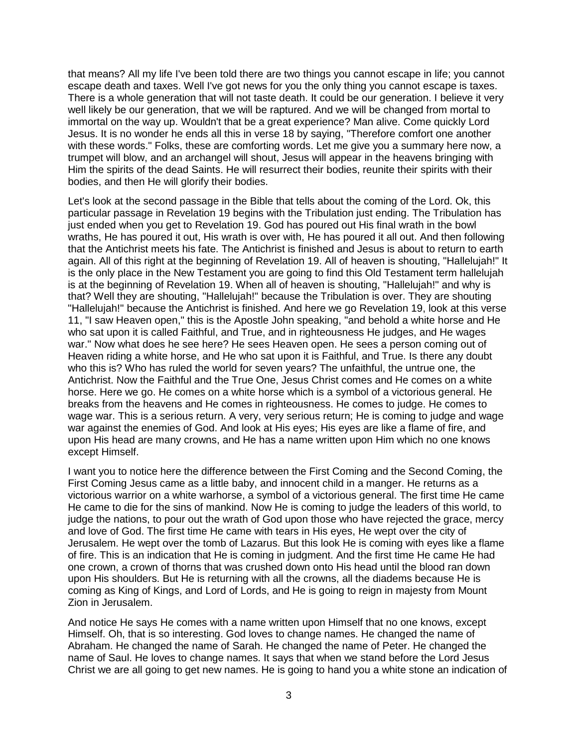that means? All my life I've been told there are two things you cannot escape in life; you cannot escape death and taxes. Well I've got news for you the only thing you cannot escape is taxes. There is a whole generation that will not taste death. It could be our generation. I believe it very well likely be our generation, that we will be raptured. And we will be changed from mortal to immortal on the way up. Wouldn't that be a great experience? Man alive. Come quickly Lord Jesus. It is no wonder he ends all this in verse 18 by saying, "Therefore comfort one another with these words." Folks, these are comforting words. Let me give you a summary here now, a trumpet will blow, and an archangel will shout, Jesus will appear in the heavens bringing with Him the spirits of the dead Saints. He will resurrect their bodies, reunite their spirits with their bodies, and then He will glorify their bodies.

Let's look at the second passage in the Bible that tells about the coming of the Lord. Ok, this particular passage in Revelation 19 begins with the Tribulation just ending. The Tribulation has just ended when you get to Revelation 19. God has poured out His final wrath in the bowl wraths, He has poured it out, His wrath is over with, He has poured it all out. And then following that the Antichrist meets his fate. The Antichrist is finished and Jesus is about to return to earth again. All of this right at the beginning of Revelation 19. All of heaven is shouting, "Hallelujah!" It is the only place in the New Testament you are going to find this Old Testament term hallelujah is at the beginning of Revelation 19. When all of heaven is shouting, "Hallelujah!" and why is that? Well they are shouting, "Hallelujah!" because the Tribulation is over. They are shouting "Hallelujah!" because the Antichrist is finished. And here we go Revelation 19, look at this verse 11, "I saw Heaven open," this is the Apostle John speaking, "and behold a white horse and He who sat upon it is called Faithful, and True, and in righteousness He judges, and He wages war." Now what does he see here? He sees Heaven open. He sees a person coming out of Heaven riding a white horse, and He who sat upon it is Faithful, and True. Is there any doubt who this is? Who has ruled the world for seven years? The unfaithful, the untrue one, the Antichrist. Now the Faithful and the True One, Jesus Christ comes and He comes on a white horse. Here we go. He comes on a white horse which is a symbol of a victorious general. He breaks from the heavens and He comes in righteousness. He comes to judge. He comes to wage war. This is a serious return. A very, very serious return; He is coming to judge and wage war against the enemies of God. And look at His eyes; His eyes are like a flame of fire, and upon His head are many crowns, and He has a name written upon Him which no one knows except Himself.

I want you to notice here the difference between the First Coming and the Second Coming, the First Coming Jesus came as a little baby, and innocent child in a manger. He returns as a victorious warrior on a white warhorse, a symbol of a victorious general. The first time He came He came to die for the sins of mankind. Now He is coming to judge the leaders of this world, to judge the nations, to pour out the wrath of God upon those who have rejected the grace, mercy and love of God. The first time He came with tears in His eyes, He wept over the city of Jerusalem. He wept over the tomb of Lazarus. But this look He is coming with eyes like a flame of fire. This is an indication that He is coming in judgment. And the first time He came He had one crown, a crown of thorns that was crushed down onto His head until the blood ran down upon His shoulders. But He is returning with all the crowns, all the diadems because He is coming as King of Kings, and Lord of Lords, and He is going to reign in majesty from Mount Zion in Jerusalem.

And notice He says He comes with a name written upon Himself that no one knows, except Himself. Oh, that is so interesting. God loves to change names. He changed the name of Abraham. He changed the name of Sarah. He changed the name of Peter. He changed the name of Saul. He loves to change names. It says that when we stand before the Lord Jesus Christ we are all going to get new names. He is going to hand you a white stone an indication of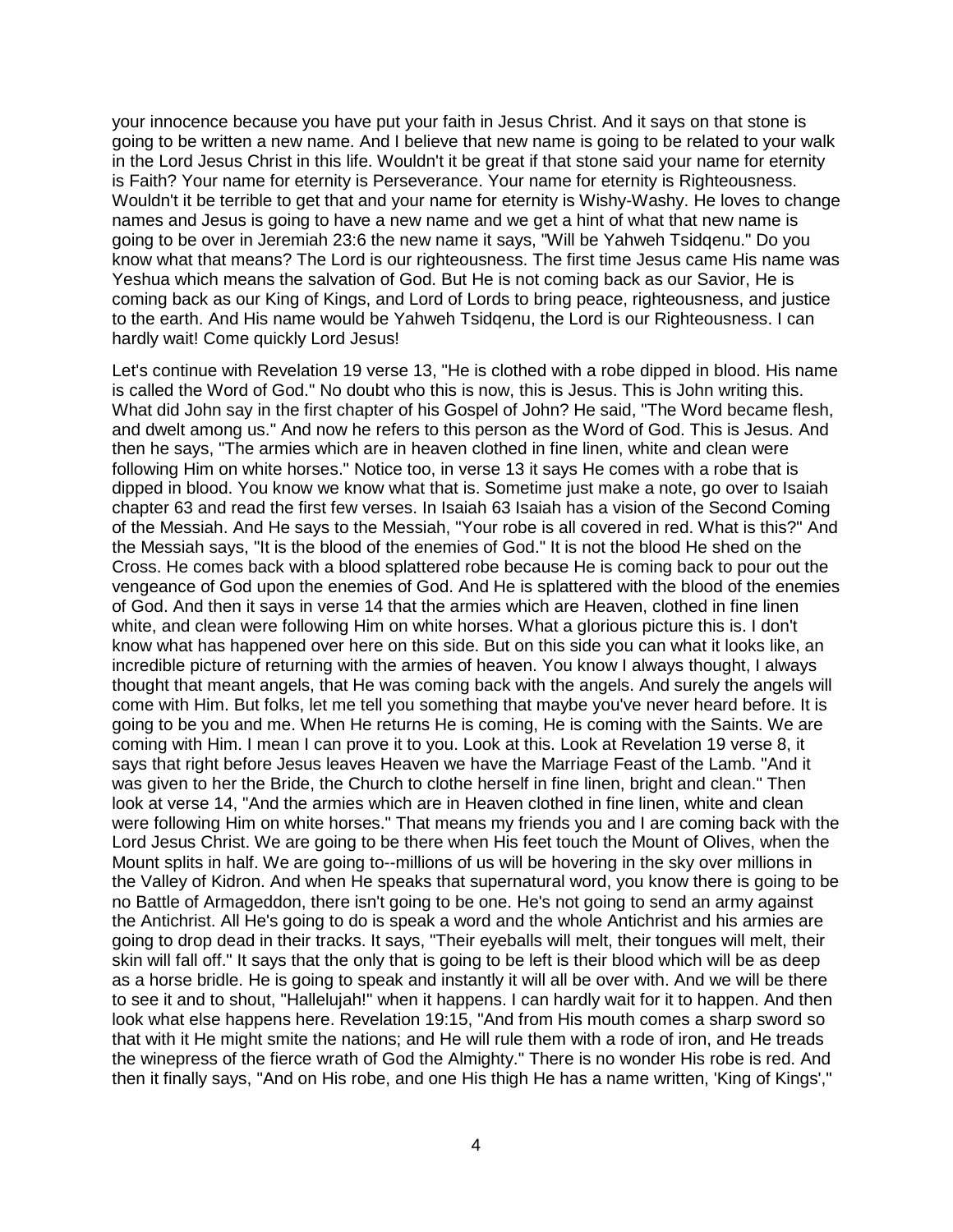your innocence because you have put your faith in Jesus Christ. And it says on that stone is going to be written a new name. And I believe that new name is going to be related to your walk in the Lord Jesus Christ in this life. Wouldn't it be great if that stone said your name for eternity is Faith? Your name for eternity is Perseverance. Your name for eternity is Righteousness. Wouldn't it be terrible to get that and your name for eternity is Wishy-Washy. He loves to change names and Jesus is going to have a new name and we get a hint of what that new name is going to be over in Jeremiah 23:6 the new name it says, "Will be Yahweh Tsidqenu." Do you know what that means? The Lord is our righteousness. The first time Jesus came His name was Yeshua which means the salvation of God. But He is not coming back as our Savior, He is coming back as our King of Kings, and Lord of Lords to bring peace, righteousness, and justice to the earth. And His name would be Yahweh Tsidqenu, the Lord is our Righteousness. I can hardly wait! Come quickly Lord Jesus!

Let's continue with Revelation 19 verse 13, "He is clothed with a robe dipped in blood. His name is called the Word of God." No doubt who this is now, this is Jesus. This is John writing this. What did John say in the first chapter of his Gospel of John? He said, "The Word became flesh, and dwelt among us." And now he refers to this person as the Word of God. This is Jesus. And then he says, "The armies which are in heaven clothed in fine linen, white and clean were following Him on white horses." Notice too, in verse 13 it says He comes with a robe that is dipped in blood. You know we know what that is. Sometime just make a note, go over to Isaiah chapter 63 and read the first few verses. In Isaiah 63 Isaiah has a vision of the Second Coming of the Messiah. And He says to the Messiah, "Your robe is all covered in red. What is this?" And the Messiah says, "It is the blood of the enemies of God." It is not the blood He shed on the Cross. He comes back with a blood splattered robe because He is coming back to pour out the vengeance of God upon the enemies of God. And He is splattered with the blood of the enemies of God. And then it says in verse 14 that the armies which are Heaven, clothed in fine linen white, and clean were following Him on white horses. What a glorious picture this is. I don't know what has happened over here on this side. But on this side you can what it looks like, an incredible picture of returning with the armies of heaven. You know I always thought, I always thought that meant angels, that He was coming back with the angels. And surely the angels will come with Him. But folks, let me tell you something that maybe you've never heard before. It is going to be you and me. When He returns He is coming, He is coming with the Saints. We are coming with Him. I mean I can prove it to you. Look at this. Look at Revelation 19 verse 8, it says that right before Jesus leaves Heaven we have the Marriage Feast of the Lamb. "And it was given to her the Bride, the Church to clothe herself in fine linen, bright and clean." Then look at verse 14, "And the armies which are in Heaven clothed in fine linen, white and clean were following Him on white horses." That means my friends you and I are coming back with the Lord Jesus Christ. We are going to be there when His feet touch the Mount of Olives, when the Mount splits in half. We are going to--millions of us will be hovering in the sky over millions in the Valley of Kidron. And when He speaks that supernatural word, you know there is going to be no Battle of Armageddon, there isn't going to be one. He's not going to send an army against the Antichrist. All He's going to do is speak a word and the whole Antichrist and his armies are going to drop dead in their tracks. It says, "Their eyeballs will melt, their tongues will melt, their skin will fall off." It says that the only that is going to be left is their blood which will be as deep as a horse bridle. He is going to speak and instantly it will all be over with. And we will be there to see it and to shout, "Hallelujah!" when it happens. I can hardly wait for it to happen. And then look what else happens here. Revelation 19:15, "And from His mouth comes a sharp sword so that with it He might smite the nations; and He will rule them with a rode of iron, and He treads the winepress of the fierce wrath of God the Almighty." There is no wonder His robe is red. And then it finally says, "And on His robe, and one His thigh He has a name written, 'King of Kings',"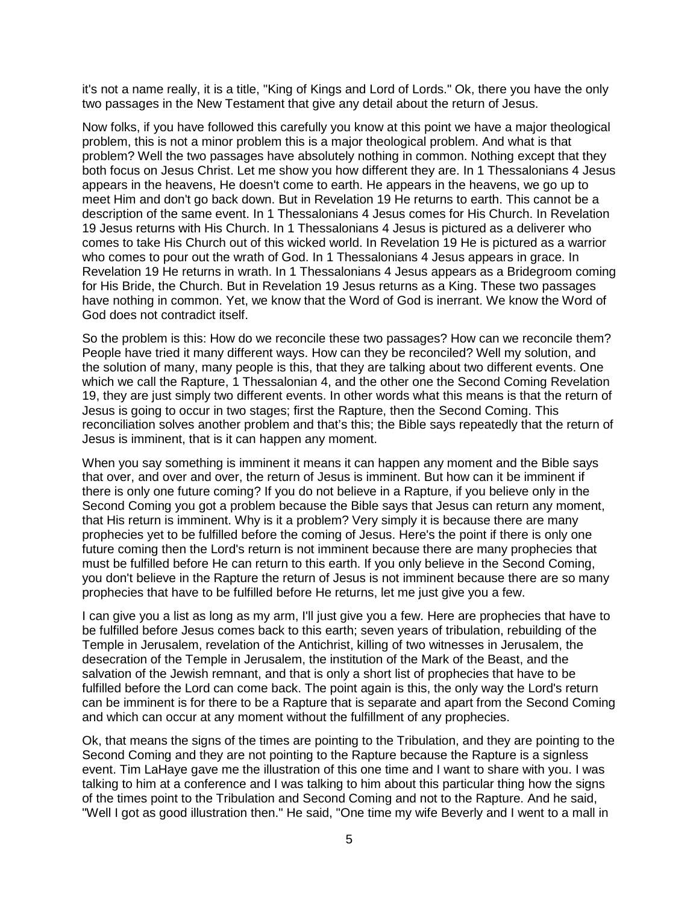it's not a name really, it is a title, "King of Kings and Lord of Lords." Ok, there you have the only two passages in the New Testament that give any detail about the return of Jesus.

Now folks, if you have followed this carefully you know at this point we have a major theological problem, this is not a minor problem this is a major theological problem. And what is that problem? Well the two passages have absolutely nothing in common. Nothing except that they both focus on Jesus Christ. Let me show you how different they are. In 1 Thessalonians 4 Jesus appears in the heavens, He doesn't come to earth. He appears in the heavens, we go up to meet Him and don't go back down. But in Revelation 19 He returns to earth. This cannot be a description of the same event. In 1 Thessalonians 4 Jesus comes for His Church. In Revelation 19 Jesus returns with His Church. In 1 Thessalonians 4 Jesus is pictured as a deliverer who comes to take His Church out of this wicked world. In Revelation 19 He is pictured as a warrior who comes to pour out the wrath of God. In 1 Thessalonians 4 Jesus appears in grace. In Revelation 19 He returns in wrath. In 1 Thessalonians 4 Jesus appears as a Bridegroom coming for His Bride, the Church. But in Revelation 19 Jesus returns as a King. These two passages have nothing in common. Yet, we know that the Word of God is inerrant. We know the Word of God does not contradict itself.

So the problem is this: How do we reconcile these two passages? How can we reconcile them? People have tried it many different ways. How can they be reconciled? Well my solution, and the solution of many, many people is this, that they are talking about two different events. One which we call the Rapture, 1 Thessalonian 4, and the other one the Second Coming Revelation 19, they are just simply two different events. In other words what this means is that the return of Jesus is going to occur in two stages; first the Rapture, then the Second Coming. This reconciliation solves another problem and that's this; the Bible says repeatedly that the return of Jesus is imminent, that is it can happen any moment.

When you say something is imminent it means it can happen any moment and the Bible says that over, and over and over, the return of Jesus is imminent. But how can it be imminent if there is only one future coming? If you do not believe in a Rapture, if you believe only in the Second Coming you got a problem because the Bible says that Jesus can return any moment, that His return is imminent. Why is it a problem? Very simply it is because there are many prophecies yet to be fulfilled before the coming of Jesus. Here's the point if there is only one future coming then the Lord's return is not imminent because there are many prophecies that must be fulfilled before He can return to this earth. If you only believe in the Second Coming, you don't believe in the Rapture the return of Jesus is not imminent because there are so many prophecies that have to be fulfilled before He returns, let me just give you a few.

I can give you a list as long as my arm, I'll just give you a few. Here are prophecies that have to be fulfilled before Jesus comes back to this earth; seven years of tribulation, rebuilding of the Temple in Jerusalem, revelation of the Antichrist, killing of two witnesses in Jerusalem, the desecration of the Temple in Jerusalem, the institution of the Mark of the Beast, and the salvation of the Jewish remnant, and that is only a short list of prophecies that have to be fulfilled before the Lord can come back. The point again is this, the only way the Lord's return can be imminent is for there to be a Rapture that is separate and apart from the Second Coming and which can occur at any moment without the fulfillment of any prophecies.

Ok, that means the signs of the times are pointing to the Tribulation, and they are pointing to the Second Coming and they are not pointing to the Rapture because the Rapture is a signless event. Tim LaHaye gave me the illustration of this one time and I want to share with you. I was talking to him at a conference and I was talking to him about this particular thing how the signs of the times point to the Tribulation and Second Coming and not to the Rapture. And he said, "Well I got as good illustration then." He said, "One time my wife Beverly and I went to a mall in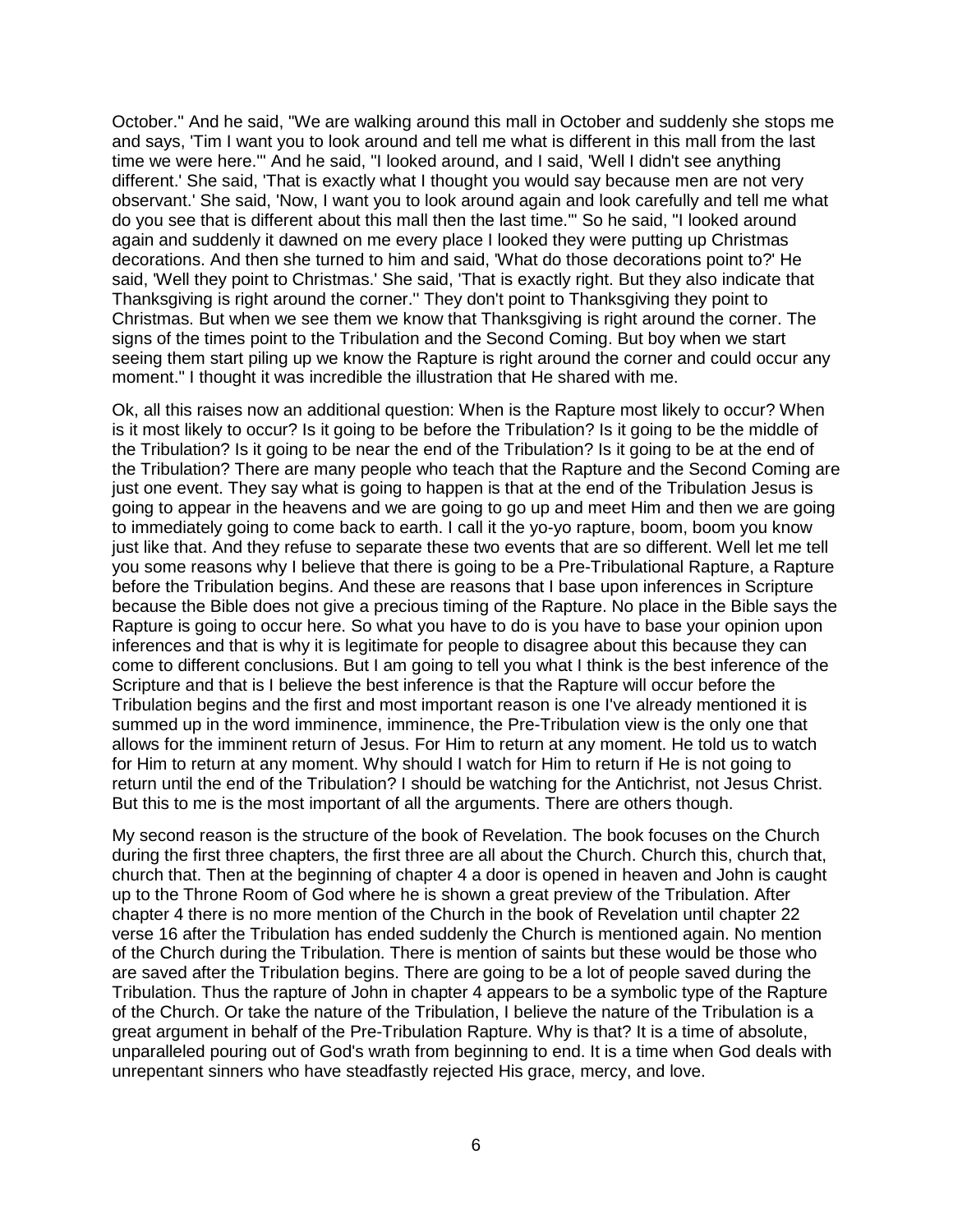October." And he said, "We are walking around this mall in October and suddenly she stops me and says, 'Tim I want you to look around and tell me what is different in this mall from the last time we were here.'" And he said, "I looked around, and I said, 'Well I didn't see anything different.' She said, 'That is exactly what I thought you would say because men are not very observant.' She said, 'Now, I want you to look around again and look carefully and tell me what do you see that is different about this mall then the last time.'" So he said, "I looked around again and suddenly it dawned on me every place I looked they were putting up Christmas decorations. And then she turned to him and said, 'What do those decorations point to?' He said, 'Well they point to Christmas.' She said, 'That is exactly right. But they also indicate that Thanksgiving is right around the corner.'' They don't point to Thanksgiving they point to Christmas. But when we see them we know that Thanksgiving is right around the corner. The signs of the times point to the Tribulation and the Second Coming. But boy when we start seeing them start piling up we know the Rapture is right around the corner and could occur any moment." I thought it was incredible the illustration that He shared with me.

Ok, all this raises now an additional question: When is the Rapture most likely to occur? When is it most likely to occur? Is it going to be before the Tribulation? Is it going to be the middle of the Tribulation? Is it going to be near the end of the Tribulation? Is it going to be at the end of the Tribulation? There are many people who teach that the Rapture and the Second Coming are just one event. They say what is going to happen is that at the end of the Tribulation Jesus is going to appear in the heavens and we are going to go up and meet Him and then we are going to immediately going to come back to earth. I call it the yo-yo rapture, boom, boom you know just like that. And they refuse to separate these two events that are so different. Well let me tell you some reasons why I believe that there is going to be a Pre-Tribulational Rapture, a Rapture before the Tribulation begins. And these are reasons that I base upon inferences in Scripture because the Bible does not give a precious timing of the Rapture. No place in the Bible says the Rapture is going to occur here. So what you have to do is you have to base your opinion upon inferences and that is why it is legitimate for people to disagree about this because they can come to different conclusions. But I am going to tell you what I think is the best inference of the Scripture and that is I believe the best inference is that the Rapture will occur before the Tribulation begins and the first and most important reason is one I've already mentioned it is summed up in the word imminence, imminence, the Pre-Tribulation view is the only one that allows for the imminent return of Jesus. For Him to return at any moment. He told us to watch for Him to return at any moment. Why should I watch for Him to return if He is not going to return until the end of the Tribulation? I should be watching for the Antichrist, not Jesus Christ. But this to me is the most important of all the arguments. There are others though.

My second reason is the structure of the book of Revelation. The book focuses on the Church during the first three chapters, the first three are all about the Church. Church this, church that, church that. Then at the beginning of chapter 4 a door is opened in heaven and John is caught up to the Throne Room of God where he is shown a great preview of the Tribulation. After chapter 4 there is no more mention of the Church in the book of Revelation until chapter 22 verse 16 after the Tribulation has ended suddenly the Church is mentioned again. No mention of the Church during the Tribulation. There is mention of saints but these would be those who are saved after the Tribulation begins. There are going to be a lot of people saved during the Tribulation. Thus the rapture of John in chapter 4 appears to be a symbolic type of the Rapture of the Church. Or take the nature of the Tribulation, I believe the nature of the Tribulation is a great argument in behalf of the Pre-Tribulation Rapture. Why is that? It is a time of absolute, unparalleled pouring out of God's wrath from beginning to end. It is a time when God deals with unrepentant sinners who have steadfastly rejected His grace, mercy, and love.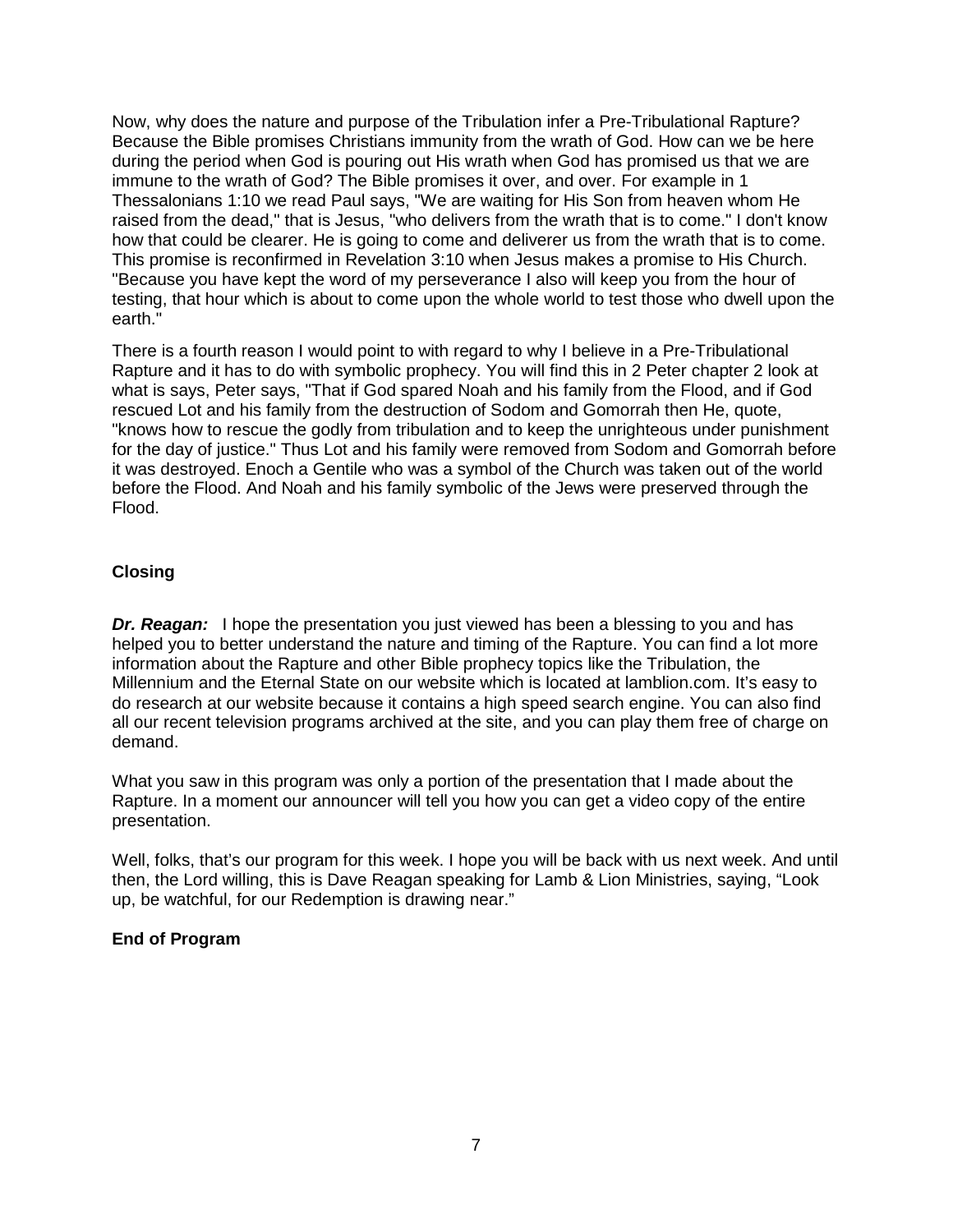Now, why does the nature and purpose of the Tribulation infer a Pre-Tribulational Rapture? Because the Bible promises Christians immunity from the wrath of God. How can we be here during the period when God is pouring out His wrath when God has promised us that we are immune to the wrath of God? The Bible promises it over, and over. For example in 1 Thessalonians 1:10 we read Paul says, "We are waiting for His Son from heaven whom He raised from the dead," that is Jesus, "who delivers from the wrath that is to come." I don't know how that could be clearer. He is going to come and deliverer us from the wrath that is to come. This promise is reconfirmed in Revelation 3:10 when Jesus makes a promise to His Church. "Because you have kept the word of my perseverance I also will keep you from the hour of testing, that hour which is about to come upon the whole world to test those who dwell upon the earth."

There is a fourth reason I would point to with regard to why I believe in a Pre-Tribulational Rapture and it has to do with symbolic prophecy. You will find this in 2 Peter chapter 2 look at what is says, Peter says, "That if God spared Noah and his family from the Flood, and if God rescued Lot and his family from the destruction of Sodom and Gomorrah then He, quote, "knows how to rescue the godly from tribulation and to keep the unrighteous under punishment for the day of justice." Thus Lot and his family were removed from Sodom and Gomorrah before it was destroyed. Enoch a Gentile who was a symbol of the Church was taken out of the world before the Flood. And Noah and his family symbolic of the Jews were preserved through the Flood.

**Closing**

***Dr. Reagan:*** I hope the presentation you just viewed has been a blessing to you and has helped you to better understand the nature and timing of the Rapture. You can find a lot more information about the Rapture and other Bible prophecy topics like the Tribulation, the Millennium and the Eternal State on our website which is located at lamblion.com. It's easy to do research at our website because it contains a high speed search engine. You can also find all our recent television programs archived at the site, and you can play them free of charge on demand.

What you saw in this program was only a portion of the presentation that I made about the Rapture. In a moment our announcer will tell you how you can get a video copy of the entire presentation.

Well, folks, that's our program for this week. I hope you will be back with us next week. And until then, the Lord willing, this is Dave Reagan speaking for Lamb & Lion Ministries, saying, "Look up, be watchful, for our Redemption is drawing near."

**End of Program**